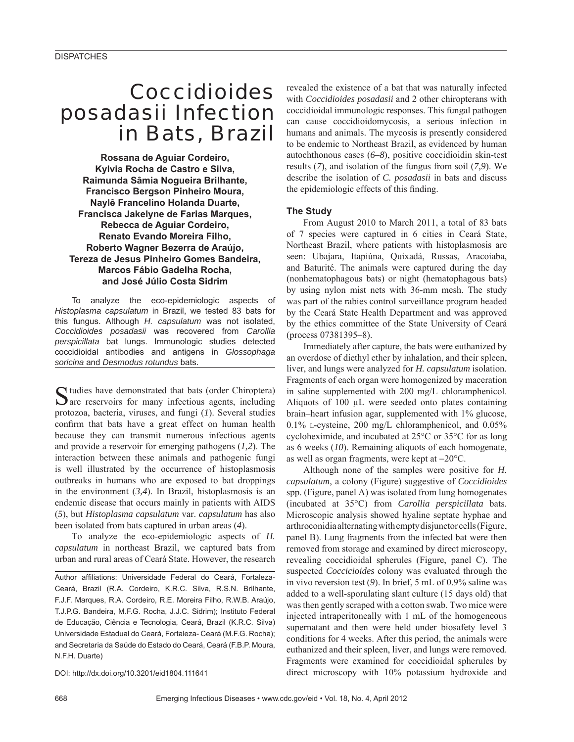DISPATCHES

# Coccidioides posadasii Infection in Bats, Brazil

**Rossana de Aguiar Cordeiro, Kylvia Rocha de Castro e Silva, Raimunda Sâmia Nogueira Brilhante, Francisco Bergson Pinheiro Moura, Naylê Francelino Holanda Duarte, Francisca Jakelyne de Farias Marques, Rebecca de Aguiar Cordeiro, Renato Evando Moreira Filho, Roberto Wagner Bezerra de Araújo, Tereza de Jesus Pinheiro Gomes Bandeira, Marcos Fábio Gadelha Rocha, and José Júlio Costa Sidrim**

To analyze the eco-epidemiologic aspects of *Histoplasma capsulatum* in Brazil, we tested 83 bats for this fungus. Although *H. capsulatum* was not isolated, *Coccidioides posadasii* was recovered from *Carollia perspicillata* bat lungs. Immunologic studies detected coccidioidal antibodies and antigens in *Glossophaga soricina* and *Desmodus rotundus* bats.

Studies have demonstrated that bats (order Chiroptera) are reservoirs for many infectious agents, including protozoa, bacteria, viruses, and fungi (*1*). Several studies confirm that bats have a great effect on human health because they can transmit numerous infectious agents and provide a reservoir for emerging pathogens (*1,2*). The interaction between these animals and pathogenic fungi is well illustrated by the occurrence of histoplasmosis outbreaks in humans who are exposed to bat droppings in the environment (*3,4*). In Brazil, histoplasmosis is an endemic disease that occurs mainly in patients with AIDS (*5*), but *Histoplasma capsulatum* var. *capsulatum* has also been isolated from bats captured in urban areas (*4*).

To analyze the eco-epidemiologic aspects of *H. capsulatum* in northeast Brazil, we captured bats from urban and rural areas of Ceará State. However, the research revealed the existence of a bat that was naturally infected with *Coccidioides posadasii* and 2 other chiropterans with coccidioidal immunologic responses. This fungal pathogen can cause coccidioidomycosis, a serious infection in humans and animals. The mycosis is presently considered to be endemic to Northeast Brazil, as evidenced by human autochthonous cases (*6–8*), positive coccidioidin skin-test results (*7*), and isolation of the fungus from soil (*7,9*). We describe the isolation of *C. posadasii* in bats and discuss the epidemiologic effects of this finding.

## The Study

From August 2010 to March 2011, a total of 83 bats of 7 species were captured in 6 cities in Ceará State, Northeast Brazil, where patients with histoplasmosis are seen: Ubajara, Itapiúna, Quixadá, Russas, Aracoiaba, and Baturité. The animals were captured during the day (nonhematophagous bats) or night (hematophagous bats) by using nylon mist nets with 36-mm mesh. The study was part of the rabies control surveillance program headed by the Ceará State Health Department and was approved by the ethics committee of the State University of Ceará (process 07381395–8).

Immediately after capture, the bats were euthanized by an overdose of diethyl ether by inhalation, and their spleen, liver, and lungs were analyzed for *H. capsulatum* isolation. Fragments of each organ were homogenized by maceration in saline supplemented with 200 mg/L chloramphenicol. Aliquots of 100 µL were seeded onto plates containing brain–heart infusion agar, supplemented with 1% glucose, 0.1% L-cysteine, 200 mg/L chloramphenicol, and 0.05% cycloheximide, and incubated at 25°C or 35°C for as long as 6 weeks (*10*). Remaining aliquots of each homogenate, as well as organ fragments, were kept at −20°C.

Although none of the samples were positive for *H. capsulatum*, a colony (Figure) suggestive of *Coccidioides* spp. (Figure, panel A) was isolated from lung homogenates (incubated at 35°C) from *Carollia perspicillata* bats. Microscopic analysis showed hyaline septate hyphae and arthroconidia alternating with empty disjunctor cells (Figure, panel B). Lung fragments from the infected bat were then removed from storage and examined by direct microscopy, revealing coccidioidal spherules (Figure, panel C). The suspected *Coccicioides* colony was evaluated through the in vivo reversion test (*9*). In brief, 5 mL of 0.9% saline was added to a well-sporulating slant culture (15 days old) that was then gently scraped with a cotton swab. Two mice were injected intraperitoneally with 1 mL of the homogeneous supernatant and then were held under biosafety level 3 conditions for 4 weeks. After this period, the animals were euthanized and their spleen, liver, and lungs were removed. Fragments were examined for coccidioidal spherules by direct microscopy with 10% potassium hydroxide and

Author affiliations: Universidade Federal do Ceará, Fortaleza-Ceará, Brazil (R.A. Cordeiro, K.R.C. Silva, R.S.N. Brilhante, F.J.F. Marques, R.A. Cordeiro, R.E. Moreira Filho, R.W.B. Araújo, T.J.P.G. Bandeira, M.F.G. Rocha, J.J.C. Sidrim); Instituto Federal de Educação, Ciência e Tecnologia, Ceará, Brazil (K.R.C. Silva) Universidade Estadual do Ceará, Fortaleza- Ceará (M.F.G. Rocha); and Secretaria da Saúde do Estado do Ceará, Ceará (F.B.P. Moura, N.F.H. Duarte)

DOI: http://dx.doi.org/10.3201/eid1804.111641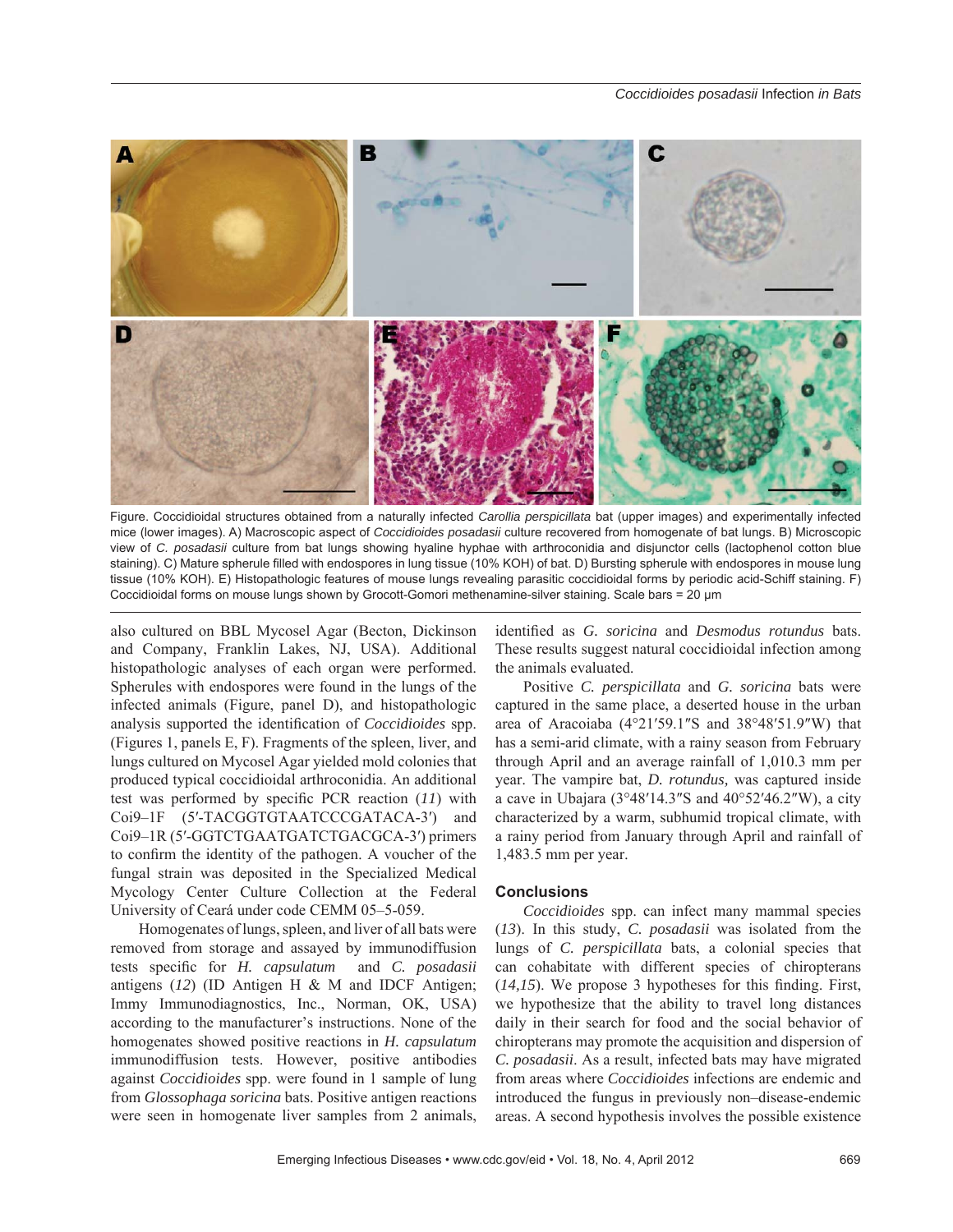Figure. Coccidioidal structures obtained from a naturally infected *Carollia perspicillata* bat (upper images) and experimentally infected mice (lower images). A) Macroscopic aspect of *Coccidioides posadasii* culture recovered from homogenate of bat lungs. B) Microscopic view of *C. posadasii* culture from bat lungs showing hyaline hyphae with arthroconidia and disjunctor cells (lactophenol cotton blue staining). C) Mature spherule filled with endospores in lung tissue (10% KOH) of bat. D) Bursting spherule with endospores in mouse lung tissue (10% KOH). E) Histopathologic features of mouse lungs revealing parasitic coccidioidal forms by periodic acid-Schiff staining. F) Coccidioidal forms on mouse lungs shown by Grocott-Gomori methenamine-silver staining. Scale bars = 20 μm

also cultured on BBL Mycosel Agar (Becton, Dickinson and Company, Franklin Lakes, NJ, USA). Additional histopathologic analyses of each organ were performed. Spherules with endospores were found in the lungs of the infected animals (Figure, panel D), and histopathologic analysis supported the identification of *Coccidioides* spp. (Figures 1, panels E, F). Fragments of the spleen, liver, and lungs cultured on Mycosel Agar yielded mold colonies that produced typical coccidioidal arthroconidia. An additional test was performed by specific PCR reaction (*11*) with Coi9–1F (5′-TACGGTGTAATCCCGATACA-3′) and Coi9–1R (5′-GGTCTGAATGATCTGACGCA-3′) primers to confirm the identity of the pathogen. A voucher of the fungal strain was deposited in the Specialized Medical Mycology Center Culture Collection at the Federal University of Ceará under code CEMM 05–5-059.

Homogenates of lungs, spleen, and liver of all bats were removed from storage and assayed by immunodiffusion tests specific for *H. capsulatum* and *C. posadasii* antigens (*12*) (ID Antigen H & M and IDCF Antigen; Immy Immunodiagnostics, Inc., Norman, OK, USA) according to the manufacturer's instructions. None of the homogenates showed positive reactions in *H. capsulatum* immunodiffusion tests. However, positive antibodies against *Coccidioides* spp. were found in 1 sample of lung from *Glossophaga soricina* bats. Positive antigen reactions were seen in homogenate liver samples from 2 animals, identified as *G. soricina* and *Desmodus rotundus* bats. These results suggest natural coccidioidal infection among the animals evaluated.

Positive *C. perspicillata* and *G. soricina* bats were captured in the same place, a deserted house in the urban area of Aracoiaba (4°21′59.1″S and 38°48′51.9″W) that has a semi-arid climate, with a rainy season from February through April and an average rainfall of 1,010.3 mm per year. The vampire bat, *D. rotundus,* was captured inside a cave in Ubajara (3°48′14.3″S and 40°52′46.2″W), a city characterized by a warm, subhumid tropical climate, with a rainy period from January through April and rainfall of 1,483.5 mm per year.

## Conclusions

*Coccidioides* spp. can infect many mammal species (*13*). In this study, *C. posadasii* was isolated from the lungs of *C. perspicillata* bats, a colonial species that can cohabitate with different species of chiropterans (*14,15*). We propose 3 hypotheses for this finding. First, we hypothesize that the ability to travel long distances daily in their search for food and the social behavior of chiropterans may promote the acquisition and dispersion of *C. posadasii*. As a result, infected bats may have migrated from areas where *Coccidioides* infections are endemic and introduced the fungus in previously non–disease-endemic areas. A second hypothesis involves the possible existence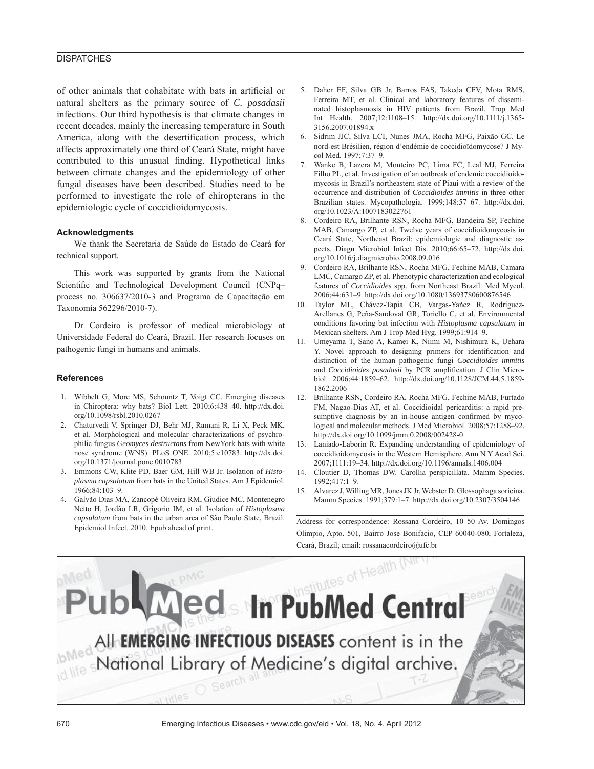of other animals that cohabitate with bats in artificial or natural shelters as the primary source of *C. posadasii* infections. Our third hypothesis is that climate changes in recent decades, mainly the increasing temperature in South America, along with the desertification process, which affects approximately one third of Ceará State, might have contributed to this unusual finding. Hypothetical links between climate changes and the epidemiology of other fungal diseases have been described. Studies need to be performed to investigate the role of chiropterans in the epidemiologic cycle of coccidioidomycosis.

### Acknowledgments

We thank the Secretaria de Saúde do Estado do Ceará for technical support.

This work was supported by grants from the National Scientific and Technological Development Council (CNPq–process no. 306637/2010-3 and Programa de Capacitação em Taxonomia 562296/2010-7).

Dr Cordeiro is professor of medical microbiology at Universidade Federal do Ceará, Brazil. Her research focuses on pathogenic fungi in humans and animals.

### References

1. Wibbelt G, More MS, Schountz T, Voigt CC. Emerging diseases in Chiroptera: why bats? Biol Lett. 2010;6:438–40. http://dx.doi.org/10.1098/rsbl.2010.0267
2. Chaturvedi V, Springer DJ, Behr MJ, Ramani R, Li X, Peck MK, et al. Morphological and molecular characterizations of psychrophilic fungus *Geomyces destructans* from NewYork bats with white nose syndrome (WNS). PLoS ONE. 2010;5:e10783. http://dx.doi.org/10.1371/journal.pone.0010783
3. Emmons CW, Klite PD, Baer GM, Hill WB Jr. Isolation of *Histoplasma capsulatum* from bats in the United States. Am J Epidemiol. 1966;84:103–9.
4. Galvão Dias MA, Zancopé Oliveira RM, Giudice MC, Montenegro Netto H, Jordão LR, Grigorio IM, et al. Isolation of *Histoplasma capsulatum* from bats in the urban area of São Paulo State, Brazil. Epidemiol Infect. 2010. Epub ahead of print.
5. Daher EF, Silva GB Jr, Barros FAS, Takeda CFV, Mota RMS, Ferreira MT, et al. Clinical and laboratory features of disseminated histoplasmosis in HIV patients from Brazil. Trop Med Int Health. 2007;12:1108–15. http://dx.doi.org/10.1111/j.1365-3156.2007.01894.x
6. Sidrim JJC, Silva LCI, Nunes JMA, Rocha MFG, Paixão GC. Le nord-est Brésilien, région d'endémie de coccidioïdomycose? J Mycol Med. 1997;7:37–9.
7. Wanke B, Lazera M, Monteiro PC, Lima FC, Leal MJ, Ferreira Filho PL, et al. Investigation of an outbreak of endemic coccidioidomycosis in Brazil's northeastern state of Piauí with a review of the occurrence and distribution of *Coccidioides immitis* in three other Brazilian states. Mycopathologia. 1999;148:57–67. http://dx.doi.org/10.1023/A:1007183022761
8. Cordeiro RA, Brilhante RSN, Rocha MFG, Bandeira SP, Fechine MAB, Camargo ZP, et al. Twelve years of coccidioidomycosis in Ceará State, Northeast Brazil: epidemiologic and diagnostic aspects. Diagn Microbiol Infect Dis. 2010;66:65–72. http://dx.doi.org/10.1016/j.diagmicrobio.2008.09.016
9. Cordeiro RA, Brilhante RSN, Rocha MFG, Fechine MAB, Camara LMC, Camargo ZP, et al. Phenotypic characterization and ecological features of *Coccidioides* spp. from Northeast Brazil. Med Mycol. 2006;44:631–9. http://dx.doi.org/10.1080/13693780600876546
10. Taylor ML, Chávez-Tapia CB, Vargas-Yañez R, Rodríguez-Arellanes G, Peña-Sandoval GR, Toriello C, et al. Environmental conditions favoring bat infection with *Histoplasma capsulatum* in Mexican shelters. Am J Trop Med Hyg. 1999;61:914–9.
11. Umeyama T, Sano A, Kamei K, Niimi M, Nishimura K, Uehara Y. Novel approach to designing primers for identification and distinction of the human pathogenic fungi *Coccidioides immitis* and *Coccidioides posadasii* by PCR amplification. J Clin Microbiol. 2006;44:1859–62. http://dx.doi.org/10.1128/JCM.44.5.1859-1862.2006
12. Brilhante RSN, Cordeiro RA, Rocha MFG, Fechine MAB, Furtado FM, Nagao-Dias AT, et al. Coccidioidal pericarditis: a rapid presumptive diagnosis by an in-house antigen confirmed by mycological and molecular methods. J Med Microbiol. 2008;57:1288–92. http://dx.doi.org/10.1099/jmm.0.2008/002428-0
13. Laniado-Laborin R. Expanding understanding of epidemiology of coccidioidomycosis in the Western Hemisphere. Ann N Y Acad Sci. 2007;1111:19–34. http://dx.doi.org/10.1196/annals.1406.004
14. Cloutier D, Thomas DW. Carollia perspicillata. Mamm Species. 1992;417:1–9.
15. Alvarez J, Willing MR, Jones JK Jr, Webster D. Glossophaga soricina. Mamm Species. 1991;379:1–7. http://dx.doi.org/10.2307/3504146

Address for correspondence: Rossana Cordeiro, 10 50 Av. Domingos Olimpio, Apto. 501, Bairro Jose Bonifacio, CEP 60040-080, Fortaleza, Ceará, Brazil; email: rossanacordeiro@ufc.br

**In PubMed Central**

All **EMERGING INFECTIOUS DISEASES** content is in the National Library of Medicine's digital archive.